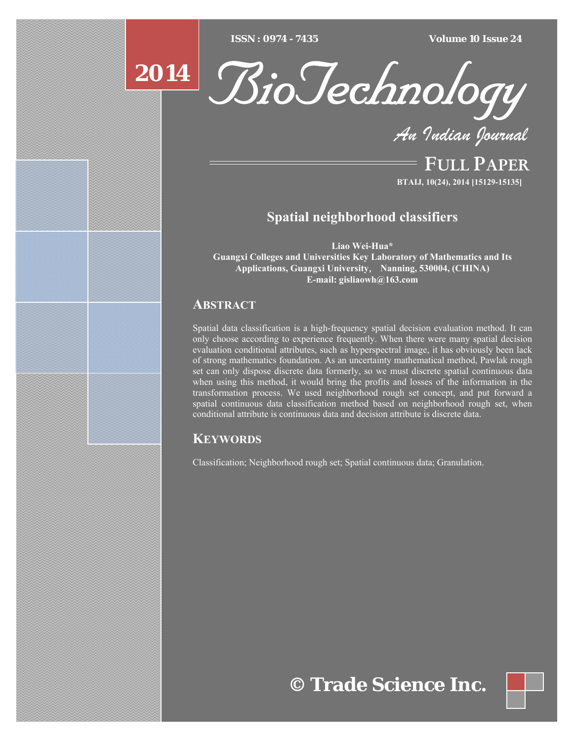ISSN : 0974 - 7435 Volume 10 Issue 24

2014

# BioTechnology

*An Indian Journal*

FULL PAPER

BTAIJ, 10(24), 2014 [15129-15135]

## Spatial neighborhood classifiers

**Liao Wei-Hua***

**Guangxi Colleges and Universities Key Laboratory of Mathematics and Its Applications, Guangxi University, Nanning, 530004, (CHINA)**

**E-mail: gisliaowh@163.com**

## ABSTRACT

Spatial data classification is a high-frequency spatial decision evaluation method. It can only choose according to experience frequently. When there were many spatial decision evaluation conditional attributes, such as hyperspectral image, it has obviously been lack of strong mathematics foundation. As an uncertainty mathematical method, Pawlak rough set can only dispose discrete data formerly, so we must discrete spatial continuous data when using this method, it would bring the profits and losses of the information in the transformation process. We used neighborhood rough set concept, and put forward a spatial continuous data classification method based on neighborhood rough set, when conditional attribute is continuous data and decision attribute is discrete data.

## KEYWORDS

Classification; Neighborhood rough set; Spatial continuous data; Granulation.

© Trade Science Inc.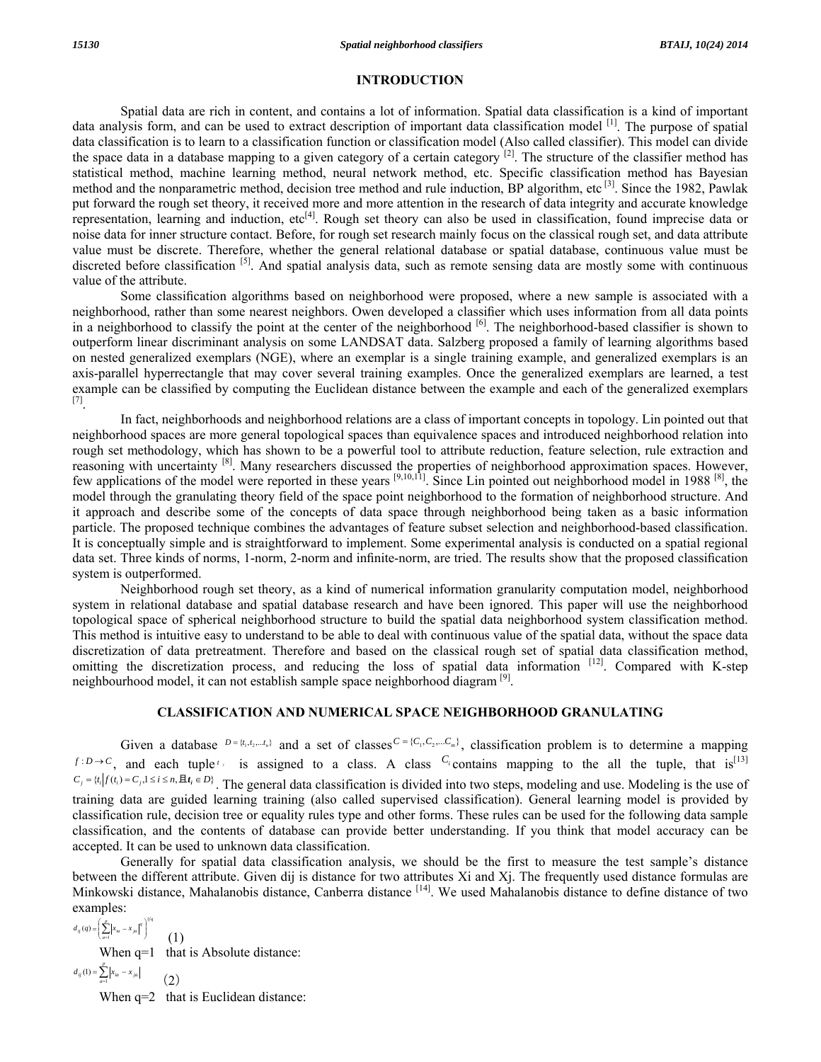## INTRODUCTION

Spatial data are rich in content, and contains a lot of information. Spatial data classification is a kind of important data analysis form, and can be used to extract description of important data classification model [1]. The purpose of spatial data classification is to learn to a classification function or classification model (Also called classifier). This model can divide the space data in a database mapping to a given category of a certain category [2]. The structure of the classifier method has statistical method, machine learning method, neural network method, etc. Specific classification method has Bayesian method and the nonparametric method, decision tree method and rule induction, BP algorithm, etc [3]. Since the 1982, Pawlak put forward the rough set theory, it received more and more attention in the research of data integrity and accurate knowledge representation, learning and induction, etc[4]. Rough set theory can also be used in classification, found imprecise data or noise data for inner structure contact. Before, for rough set research mainly focus on the classical rough set, and data attribute value must be discrete. Therefore, whether the general relational database or spatial database, continuous value must be discreted before classification [5]. And spatial analysis data, such as remote sensing data are mostly some with continuous value of the attribute.

Some classification algorithms based on neighborhood were proposed, where a new sample is associated with a neighborhood, rather than some nearest neighbors. Owen developed a classifier which uses information from all data points in a neighborhood to classify the point at the center of the neighborhood [6]. The neighborhood-based classifier is shown to outperform linear discriminant analysis on some LANDSAT data. Salzberg proposed a family of learning algorithms based on nested generalized exemplars (NGE), where an exemplar is a single training example, and generalized exemplars is an axis-parallel hyperrectangle that may cover several training examples. Once the generalized exemplars are learned, a test example can be classified by computing the Euclidean distance between the example and each of the generalized exemplars [7].

In fact, neighborhoods and neighborhood relations are a class of important concepts in topology. Lin pointed out that neighborhood spaces are more general topological spaces than equivalence spaces and introduced neighborhood relation into rough set methodology, which has shown to be a powerful tool to attribute reduction, feature selection, rule extraction and reasoning with uncertainty [8]. Many researchers discussed the properties of neighborhood approximation spaces. However, few applications of the model were reported in these years [9,10,11]. Since Lin pointed out neighborhood model in 1988 [8], the model through the granulating theory field of the space point neighborhood to the formation of neighborhood structure. And it approach and describe some of the concepts of data space through neighborhood being taken as a basic information particle. The proposed technique combines the advantages of feature subset selection and neighborhood-based classification. It is conceptually simple and is straightforward to implement. Some experimental analysis is conducted on a spatial regional data set. Three kinds of norms, 1-norm, 2-norm and infinite-norm, are tried. The results show that the proposed classification system is outperformed.

Neighborhood rough set theory, as a kind of numerical information granularity computation model, neighborhood system in relational database and spatial database research and have been ignored. This paper will use the neighborhood topological space of spherical neighborhood structure to build the spatial data neighborhood system classification method. This method is intuitive easy to understand to be able to deal with continuous value of the spatial data, without the space data discretization of data pretreatment. Therefore and based on the classical rough set of spatial data classification method, omitting the discretization process, and reducing the loss of spatial data information [12]. Compared with K-step neighbourhood model, it can not establish sample space neighborhood diagram [9].

## CLASSIFICATION AND NUMERICAL SPACE NEIGHBORHOOD GRANULATING

Given a database $D=\{t_1,t_2,\ldots t_n\}$ and a set of classes $C=\{C_1,C_2,\ldots C_m\}$, classification problem is to determine a mapping $f:D\rightarrow C$, and each tuple $t_i$ is assigned to a class. A class $C_i$ contains mapping to the all the tuple, that is[13] $C_j=\{t_i \mid f(t_i)=C_j, 1\le i\le n, 且 t_i\in D\}$. The general data classification is divided into two steps, modeling and use. Modeling is the use of training data are guided learning training (also called supervised classification). General learning model is provided by classification rule, decision tree or equality rules type and other forms. These rules can be used for the following data sample classification, and the contents of database can provide better understanding. If you think that model accuracy can be accepted. It can be used to unknown data classification.

Generally for spatial data classification analysis, we should be the first to measure the test sample's distance between the different attribute. Given dij is distance for two attributes Xi and Xj. The frequently used distance formulas are Minkowski distance, Mahalanobis distance, Canberra distance [14]. We used Mahalanobis distance to define distance of two examples:

$$d_{ij}(q)=\left(\sum_{a=1}^{p}\left|x_{ia}-x_{ja}\right|^{q}\right)^{1/q} \quad (1)$$

When q=1 that is Absolute distance:

$$d_{ij}(1)=\sum_{a=1}^{p}\left|x_{ia}-x_{ja}\right| \quad (2)$$

When q=2 that is Euclidean distance: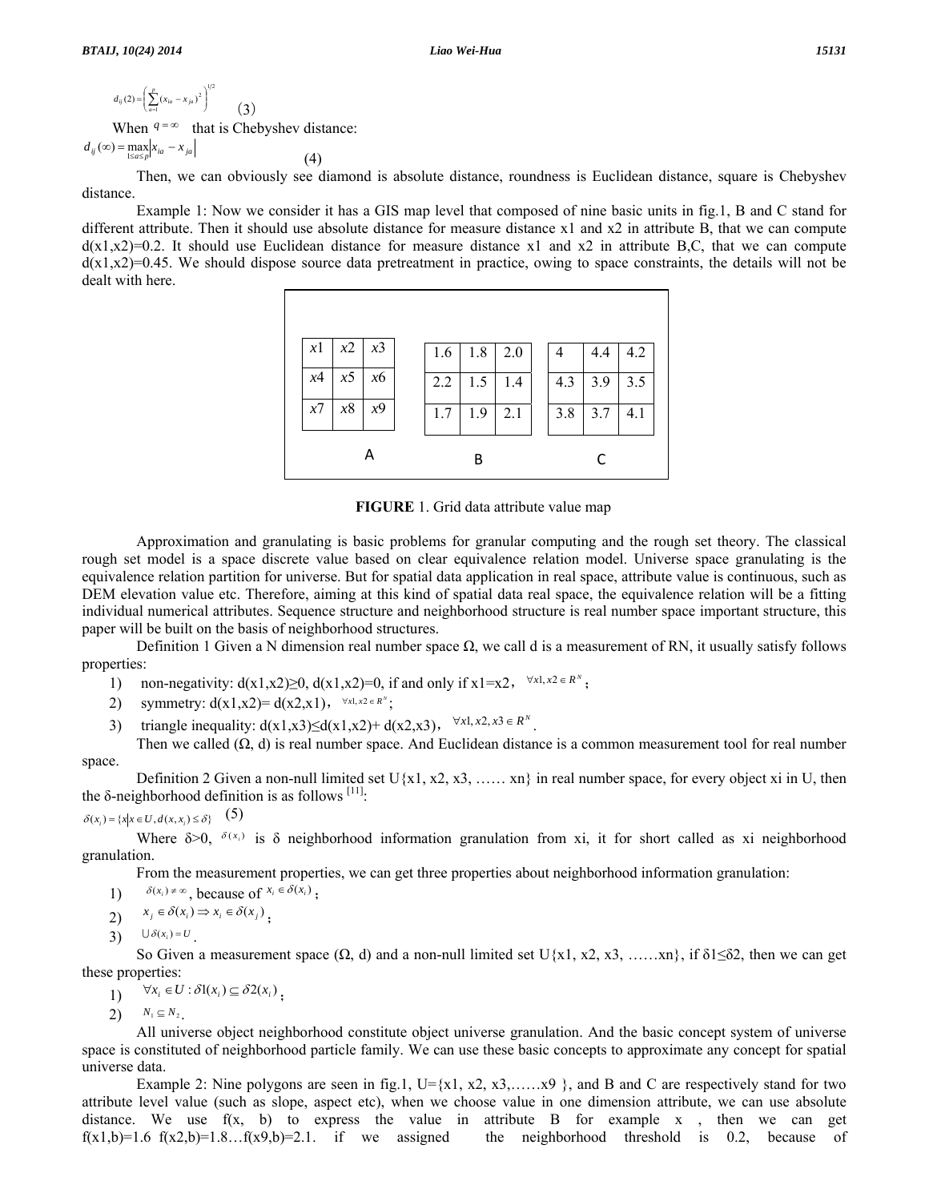$$d_{ij}(2)=\left(\sum_{a=1}^{p}(x_{ia}-x_{ja})^2\right)^{1/2} \quad (3)$$

When $q=\infty$ that is Chebyshev distance:

$$d_{ij}(\infty)=\max_{1\le a\le p}\left|x_{ia}-x_{ja}\right| \quad (4)$$

Then, we can obviously see diamond is absolute distance, roundness is Euclidean distance, square is Chebyshev distance.

Example 1: Now we consider it has a GIS map level that composed of nine basic units in fig.1, B and C stand for different attribute. Then it should use absolute distance for measure distance x1 and x2 in attribute B, that we can compute d(x1,x2)=0.2. It should use Euclidean distance for measure distance x1 and x2 in attribute B,C, that we can compute d(x1,x2)=0.45. We should dispose source data pretreatment in practice, owing to space constraints, the details will not be dealt with here.

**A**

| | | |
|---|---|---|
| $x1$ | $x2$ | $x3$ |
| $x4$ | $x5$ | $x6$ |
| $x7$ | $x8$ | $x9$ |

**B**

| | | |
|---|---|---|
| 1.6 | 1.8 | 2.0 |
| 2.2 | 1.5 | 1.4 |
| 1.7 | 1.9 | 2.1 |

**C**

| | | |
|---|---|---|
| 4 | 4.4 | 4.2 |
| 4.3 | 3.9 | 3.5 |
| 3.8 | 3.7 | 4.1 |

**FIGURE** 1. Grid data attribute value map

Approximation and granulating is basic problems for granular computing and the rough set theory. The classical rough set model is a space discrete value based on clear equivalence relation model. Universe space granulating is the equivalence relation partition for universe. But for spatial data application in real space, attribute value is continuous, such as DEM elevation value etc. Therefore, aiming at this kind of spatial data real space, the equivalence relation will be a fitting individual numerical attributes. Sequence structure and neighborhood structure is real number space important structure, this paper will be built on the basis of neighborhood structures.

Definition 1 Given a N dimension real number space Ω, we call d is a measurement of RN, it usually satisfy follows properties:

1) non-negativity: d(x1,x2)≥0, d(x1,x2)=0, if and only if x1=x2， $\forall x1,x2\in R^N$；
2) symmetry: d(x1,x2)= d(x2,x1)， $\forall x1,x2\in R^N$；
3) triangle inequality: d(x1,x3)≤d(x1,x2)+ d(x2,x3)， $\forall x1,x2,x3\in R^N$ .

Then we called (Ω, d) is real number space. And Euclidean distance is a common measurement tool for real number space.

Definition 2 Given a non-null limited set U{x1, x2, x3, …… xn} in real number space, for every object xi in U, then the δ-neighborhood definition is as follows [11]:

$$\delta(x_i)=\{x \mid x\in U, d(x,x_i)\le\delta\} \quad (5)$$

Where δ>0, $\delta(x_i)$ is δ neighborhood information granulation from xi, it for short called as xi neighborhood granulation.

From the measurement properties, we can get three properties about neighborhood information granulation:

1) $\delta(x_i)\ne\infty$, because of $x_i\in\delta(x_i)$；
2) $x_j\in\delta(x_i)\Rightarrow x_i\in\delta(x_j)$；
3) $\cup\delta(x_i)=U$ .

So Given a measurement space (Ω, d) and a non-null limited set U{x1, x2, x3, ……xn}, if δ1≤δ2, then we can get these properties:

1) $\forall x_i\in U:\delta 1(x_i)\subseteq\delta 2(x_i)$；
2) $N_1\subseteq N_2$ .

All universe object neighborhood constitute object universe granulation. And the basic concept system of universe space is constituted of neighborhood particle family. We can use these basic concepts to approximate any concept for spatial universe data.

Example 2: Nine polygons are seen in fig.1, U={x1, x2, x3,……x9 }, and B and C are respectively stand for two attribute level value (such as slope, aspect etc), when we choose value in one dimension attribute, we can use absolute distance. We use f(x, b) to express the value in attribute B for example x , then we can get f(x1,b)=1.6 f(x2,b)=1.8…f(x9,b)=2.1. if we assigned the neighborhood threshold is 0.2, because of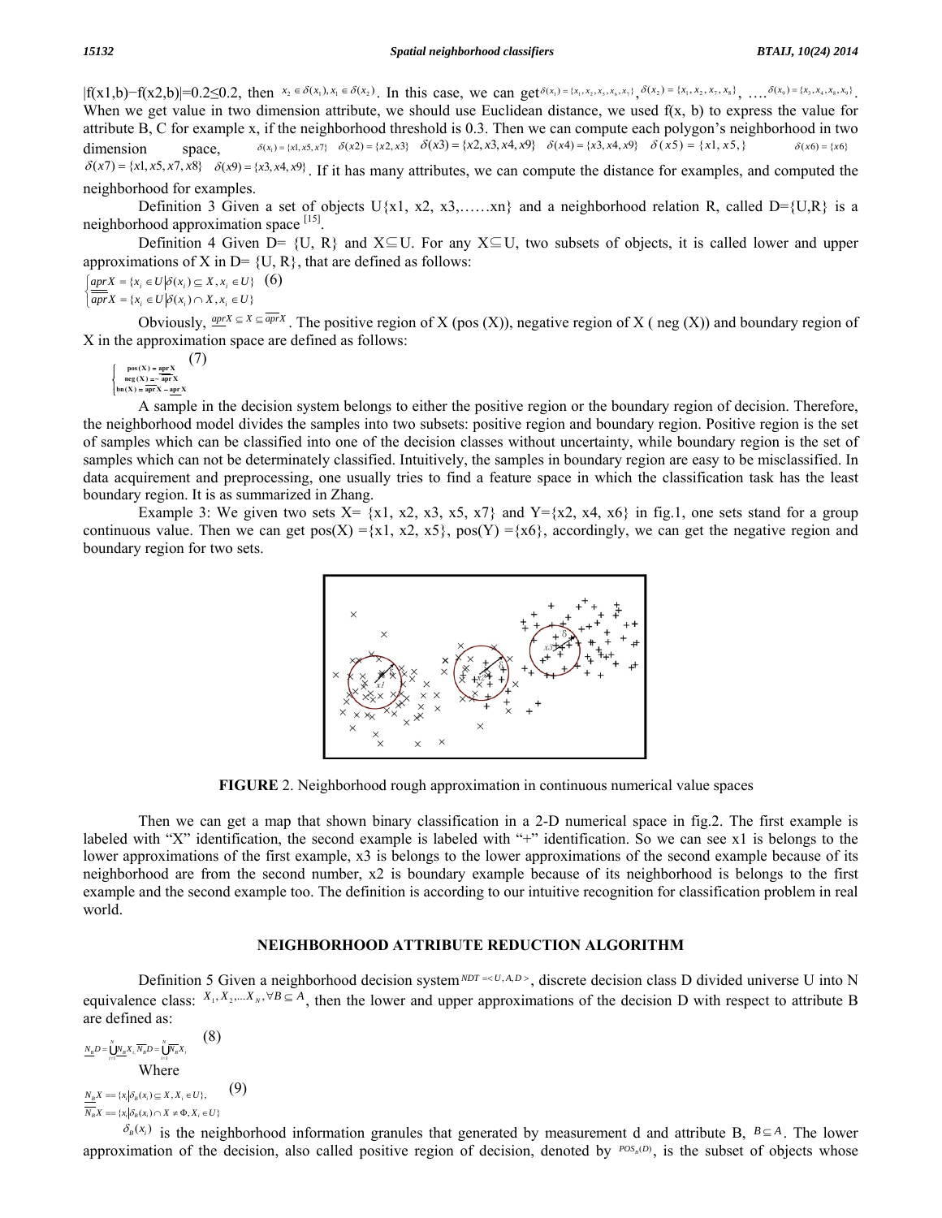$|f(x1,b)-f(x2,b)|=0.2\leq 0.2$, then $x_2 \in \delta(x_1), x_1 \in \delta(x_2)$. In this case, we can get $\delta(x_1)=\{x_1,x_2,x_5,x_6,x_7\}$, $\delta(x_2)=\{x_1,x_2,x_7,x_8\}$, …. $\delta(x_9)=\{x_3,x_4,x_8,x_9\}$. When we get value in two dimension attribute, we should use Euclidean distance, we used f(x, b) to express the value for attribute B, C for example x, if the neighborhood threshold is 0.3. Then we can compute each polygon's neighborhood in two dimension space, $\delta(x_1)=\{x1,x5,x7\}$ $\delta(x2)=\{x2,x3\}$ $\delta(x3)=\{x2,x3,x4,x9\}$ $\delta(x4)=\{x3,x4,x9\}$ $\delta(x5)=\{x1,x5,\}$ $\delta(x6)=\{x6\}$ $\delta(x7)=\{x1,x5,x7,x8\}$ $\delta(x9)=\{x3,x4,x9\}$. If it has many attributes, we can compute the distance for examples, and computed the neighborhood for examples.

Definition 3 Given a set of objects U{x1, x2, x3,……xn} and a neighborhood relation R, called D={U,R} is a neighborhood approximation space [15].

Definition 4 Given D= {U, R} and X⊆U. For any X⊆U, two subsets of objects, it is called lower and upper approximations of X in D= {U, R}, that are defined as follows:

$$\begin{cases} \underline{apr}X=\{x_i \in U \mid \delta(x_i)\subseteq X, x_i \in U\} \\ \overline{apr}X=\{x_i \in U \mid \delta(x_i)\cap X, x_i \in U\} \end{cases} \quad (6)$$

Obviously, $\underline{apr}X \subseteq X \subseteq \overline{apr}X$. The positive region of X (pos (X)), negative region of X ( neg (X)) and boundary region of X in the approximation space are defined as follows:

$$\begin{cases} \mathrm{pos}(X)=\underline{\mathrm{apr}}\,X \\ \mathrm{neg}(X)=\sim\overline{\mathrm{apr}}\,X \\ \mathrm{bn}(X)=\overline{\mathrm{apr}}\,X-\underline{\mathrm{apr}}\,X \end{cases} \quad (7)$$

A sample in the decision system belongs to either the positive region or the boundary region of decision. Therefore, the neighborhood model divides the samples into two subsets: positive region and boundary region. Positive region is the set of samples which can be classified into one of the decision classes without uncertainty, while boundary region is the set of samples which can not be determinately classified. Intuitively, the samples in boundary region are easy to be misclassified. In data acquirement and preprocessing, one usually tries to find a feature space in which the classification task has the least boundary region. It is as summarized in Zhang.

Example 3: We given two sets X= {x1, x2, x3, x5, x7} and Y={x2, x4, x6} in fig.1, one sets stand for a group continuous value. Then we can get pos(X) ={x1, x2, x5}, pos(Y) ={x6}, accordingly, we can get the negative region and boundary region for two sets.

**FIGURE** 2. Neighborhood rough approximation in continuous numerical value spaces

Then we can get a map that shown binary classification in a 2-D numerical space in fig.2. The first example is labeled with "X" identification, the second example is labeled with "+" identification. So we can see x1 is belongs to the lower approximations of the first example, x3 is belongs to the lower approximations of the second example because of its neighborhood are from the second number, x2 is boundary example because of its neighborhood is belongs to the first example and the second example too. The definition is according to our intuitive recognition for classification problem in real world.

## NEIGHBORHOOD ATTRIBUTE REDUCTION ALGORITHM

Definition 5 Given a neighborhood decision system $NDT=<U,A,D>$, discrete decision class D divided universe U into N equivalence class: $X_1, X_2, \ldots X_N, \forall B \subseteq A$, then the lower and upper approximations of the decision D with respect to attribute B are defined as:

$$\underline{N_B}D=\bigcup_{i=1}^{N}\underline{N_B}X_i, \quad \overline{N_B}D=\bigcup_{i=1}^{N}\overline{N_B}X_i \quad (8)$$

Where

$$\begin{aligned} &\underline{N_B}X=\{x_i \mid \delta_B(x_i)\subseteq X, X_i \in U\}, \\ &\overline{N_B}X=\{x_i \mid \delta_B(x_i)\cap X \neq \Phi, X_i \in U\} \end{aligned} \quad (9)$$

$\delta_B(x_i)$ is the neighborhood information granules that generated by measurement d and attribute B, $B\subseteq A$. The lower approximation of the decision, also called positive region of decision, denoted by $POS_B(D)$, is the subset of objects whose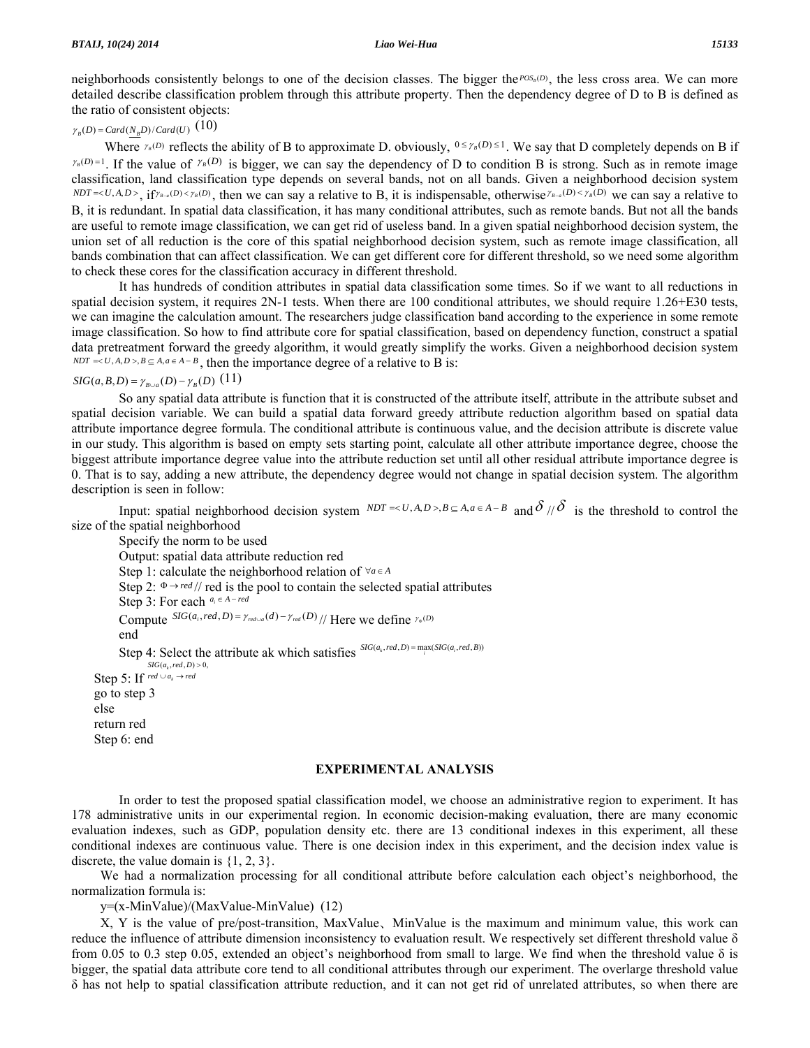neighborhoods consistently belongs to one of the decision classes. The bigger the $POS_B(D)$, the less cross area. We can more detailed describe classification problem through this attribute property. Then the dependency degree of D to B is defined as the ratio of consistent objects:

$$\gamma_B(D) = Card(\underline{N_B}D)/Card(U) \quad (10)$$

Where $\gamma_B(D)$ reflects the ability of B to approximate D. obviously, $0 \le \gamma_B(D) \le 1$. We say that D completely depends on B if $\gamma_B(D)=1$. If the value of $\gamma_B(D)$ is bigger, we can say the dependency of D to condition B is strong. Such as in remote image classification, land classification type depends on several bands, not on all bands. Given a neighborhood decision system $NDT = <U, A, D>$, if $\gamma_{B-a}(D) < \gamma_B(D)$, then we can say a relative to B, it is indispensable, otherwise $\gamma_{B-a}(D) < \gamma_B(D)$ we can say a relative to B, it is redundant. In spatial data classification, it has many conditional attributes, such as remote bands. But not all the bands are useful to remote image classification, we can get rid of useless band. In a given spatial neighborhood decision system, the union set of all reduction is the core of this spatial neighborhood decision system, such as remote image classification, all bands combination that can affect classification. We can get different core for different threshold, so we need some algorithm to check these cores for the classification accuracy in different threshold.

It has hundreds of condition attributes in spatial data classification some times. So if we want to all reductions in spatial decision system, it requires 2N-1 tests. When there are 100 conditional attributes, we should require 1.26+E30 tests, we can imagine the calculation amount. The researchers judge classification band according to the experience in some remote image classification. So how to find attribute core for spatial classification, based on dependency function, construct a spatial data pretreatment forward the greedy algorithm, it would greatly simplify the works. Given a neighborhood decision system $NDT = <U, A, D>, B \subseteq A, a \in A - B$, then the importance degree of a relative to B is:

$$SIG(a, B, D) = \gamma_{B \cup a}(D) - \gamma_B(D) \quad (11)$$

So any spatial data attribute is function that it is constructed of the attribute itself, attribute in the attribute subset and spatial decision variable. We can build a spatial data forward greedy attribute reduction algorithm based on spatial data attribute importance degree formula. The conditional attribute is continuous value, and the decision attribute is discrete value in our study. This algorithm is based on empty sets starting point, calculate all other attribute importance degree, choose the biggest attribute importance degree value into the attribute reduction set until all other residual attribute importance degree is 0. That is to say, adding a new attribute, the dependency degree would not change in spatial decision system. The algorithm description is seen in follow:

Input: spatial neighborhood decision system $NDT = <U, A, D>, B \subseteq A, a \in A - B$ and $\delta$ // $\delta$ is the threshold to control the size of the spatial neighborhood

Specify the norm to be used

Output: spatial data attribute reduction red

Step 1: calculate the neighborhood relation of $\forall a \in A$

Step 2: $\Phi \rightarrow red$ // red is the pool to contain the selected spatial attributes

Step 3: For each $a_i \in A - red$

Compute $SIG(a_i, red, D) = \gamma_{red \cup a}(d) - \gamma_{red}(D)$ // Here we define $\gamma_\Phi(D)$

end

Step 4: Select the attribute ak which satisfies $SIG(a_k, red, D) = \max_i(SIG(a_i, red, B))$

Step 5: If $SIG(a_k, red, D) > 0$, $red \cup a_k \rightarrow red$

go to step 3

else

return red

Step 6: end

## EXPERIMENTAL ANALYSIS

In order to test the proposed spatial classification model, we choose an administrative region to experiment. It has 178 administrative units in our experimental region. In economic decision-making evaluation, there are many economic evaluation indexes, such as GDP, population density etc. there are 13 conditional indexes in this experiment, all these conditional indexes are continuous value. There is one decision index in this experiment, and the decision index value is discrete, the value domain is {1, 2, 3}.

We had a normalization processing for all conditional attribute before calculation each object's neighborhood, the normalization formula is:

y=(x-MinValue)/(MaxValue-MinValue) (12)

X, Y is the value of pre/post-transition, MaxValue、MinValue is the maximum and minimum value, this work can reduce the influence of attribute dimension inconsistency to evaluation result. We respectively set different threshold value δ from 0.05 to 0.3 step 0.05, extended an object's neighborhood from small to large. We find when the threshold value δ is bigger, the spatial data attribute core tend to all conditional attributes through our experiment. The overlarge threshold value δ has not help to spatial classification attribute reduction, and it can not get rid of unrelated attributes, so when there are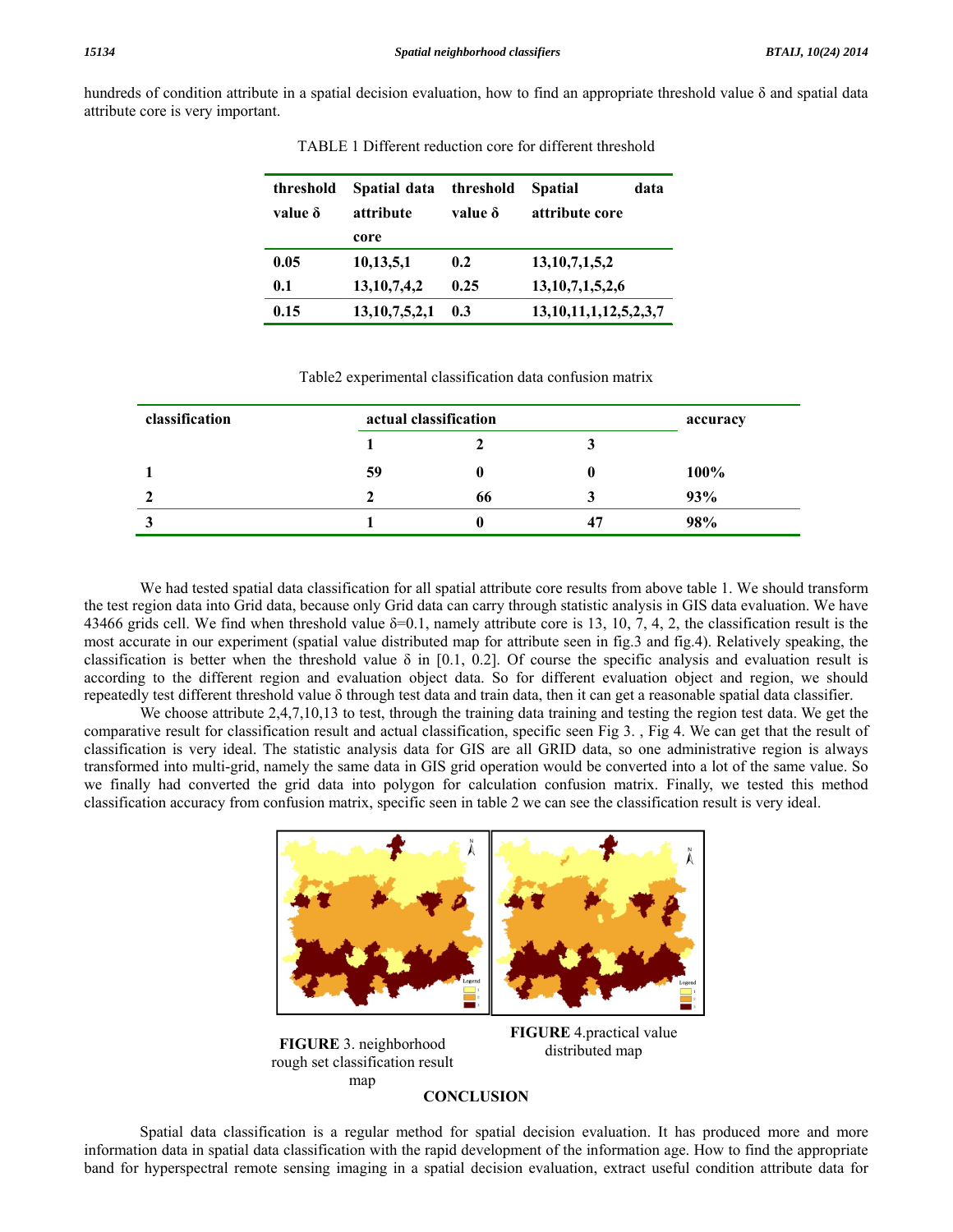hundreds of condition attribute in a spatial decision evaluation, how to find an appropriate threshold value δ and spatial data attribute core is very important.

TABLE 1 Different reduction core for different threshold

| threshold value δ | Spatial data attribute core | threshold value δ | Spatial data attribute core |
|---|---|---|---|
| 0.05 | 10,13,5,1 | 0.2 | 13,10,7,1,5,2 |
| 0.1 | 13,10,7,4,2 | 0.25 | 13,10,7,1,5,2,6 |
| 0.15 | 13,10,7,5,2,1 | 0.3 | 13,10,11,1,12,5,2,3,7 |

Table2 experimental classification data confusion matrix

| classification | actual classification | | | accuracy |
|---|---|---|---|---|
| | 1 | 2 | 3 | |
| 1 | 59 | 0 | 0 | 100% |
| 2 | 2 | 66 | 3 | 93% |
| 3 | 1 | 0 | 47 | 98% |

We had tested spatial data classification for all spatial attribute core results from above table 1. We should transform the test region data into Grid data, because only Grid data can carry through statistic analysis in GIS data evaluation. We have 43466 grids cell. We find when threshold value δ=0.1, namely attribute core is 13, 10, 7, 4, 2, the classification result is the most accurate in our experiment (spatial value distributed map for attribute seen in fig.3 and fig.4). Relatively speaking, the classification is better when the threshold value δ in [0.1, 0.2]. Of course the specific analysis and evaluation result is according to the different region and evaluation object data. So for different evaluation object and region, we should repeatedly test different threshold value δ through test data and train data, then it can get a reasonable spatial data classifier.

We choose attribute 2,4,7,10,13 to test, through the training data training and testing the region test data. We get the comparative result for classification result and actual classification, specific seen Fig 3. , Fig 4. We can get that the result of classification is very ideal. The statistic analysis data for GIS are all GRID data, so one administrative region is always transformed into multi-grid, namely the same data in GIS grid operation would be converted into a lot of the same value. So we finally had converted the grid data into polygon for calculation confusion matrix. Finally, we tested this method classification accuracy from confusion matrix, specific seen in table 2 we can see the classification result is very ideal.

**FIGURE** 3. neighborhood rough set classification result map

**FIGURE** 4.practical value distributed map

## CONCLUSION

Spatial data classification is a regular method for spatial decision evaluation. It has produced more and more information data in spatial data classification with the rapid development of the information age. How to find the appropriate band for hyperspectral remote sensing imaging in a spatial decision evaluation, extract useful condition attribute data for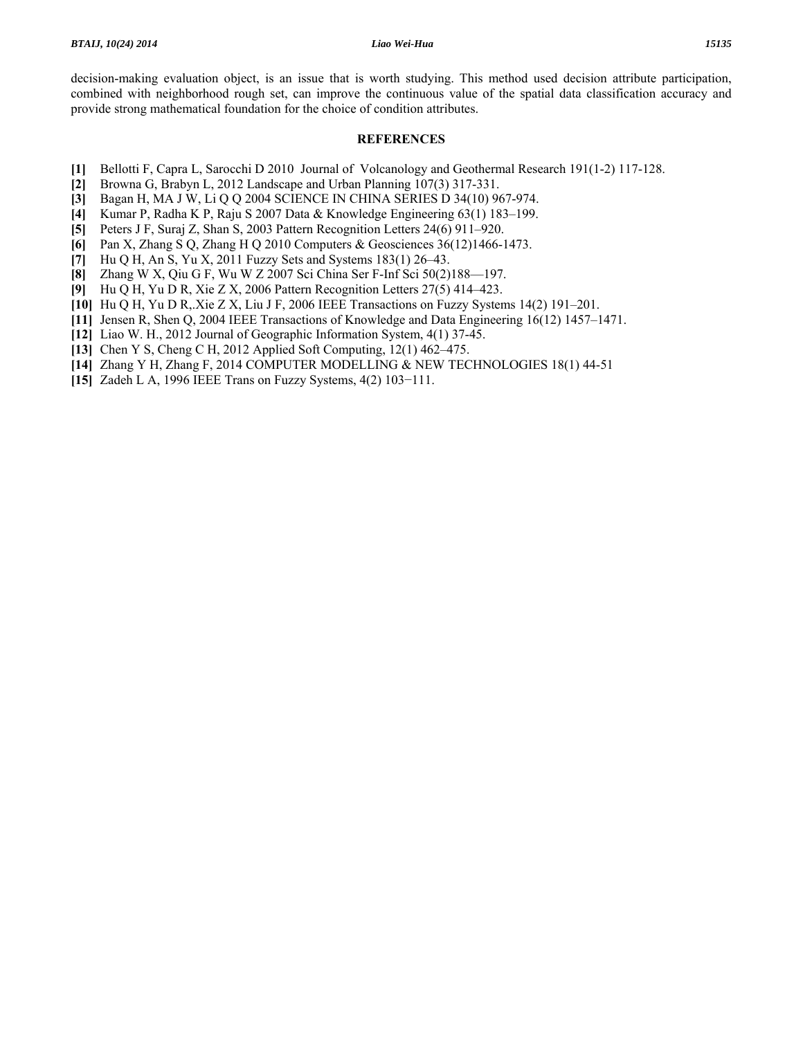decision-making evaluation object, is an issue that is worth studying. This method used decision attribute participation, combined with neighborhood rough set, can improve the continuous value of the spatial data classification accuracy and provide strong mathematical foundation for the choice of condition attributes.

## REFERENCES

**[1]** Bellotti F, Capra L, Sarocchi D 2010 Journal of Volcanology and Geothermal Research 191(1-2) 117-128.

**[2]** Browna G, Brabyn L, 2012 Landscape and Urban Planning 107(3) 317-331.

**[3]** Bagan H, MA J W, Li Q Q 2004 SCIENCE IN CHINA SERIES D 34(10) 967-974.

**[4]** Kumar P, Radha K P, Raju S 2007 Data & Knowledge Engineering 63(1) 183–199.

**[5]** Peters J F, Suraj Z, Shan S, 2003 Pattern Recognition Letters 24(6) 911–920.

**[6]** Pan X, Zhang S Q, Zhang H Q 2010 Computers & Geosciences 36(12)1466-1473.

**[7]** Hu Q H, An S, Yu X, 2011 Fuzzy Sets and Systems 183(1) 26–43.

**[8]** Zhang W X, Qiu G F, Wu W Z 2007 Sci China Ser F-Inf Sci 50(2)188—197.

**[9]** Hu Q H, Yu D R, Xie Z X, 2006 Pattern Recognition Letters 27(5) 414–423.

**[10]** Hu Q H, Yu D R,.Xie Z X, Liu J F, 2006 IEEE Transactions on Fuzzy Systems 14(2) 191–201.

**[11]** Jensen R, Shen Q, 2004 IEEE Transactions of Knowledge and Data Engineering 16(12) 1457–1471.

**[12]** Liao W. H., 2012 Journal of Geographic Information System, 4(1) 37-45.

**[13]** Chen Y S, Cheng C H, 2012 Applied Soft Computing, 12(1) 462–475.

**[14]** Zhang Y H, Zhang F, 2014 COMPUTER MODELLING & NEW TECHNOLOGIES 18(1) 44-51

**[15]** Zadeh L A, 1996 IEEE Trans on Fuzzy Systems, 4(2) 103−111.